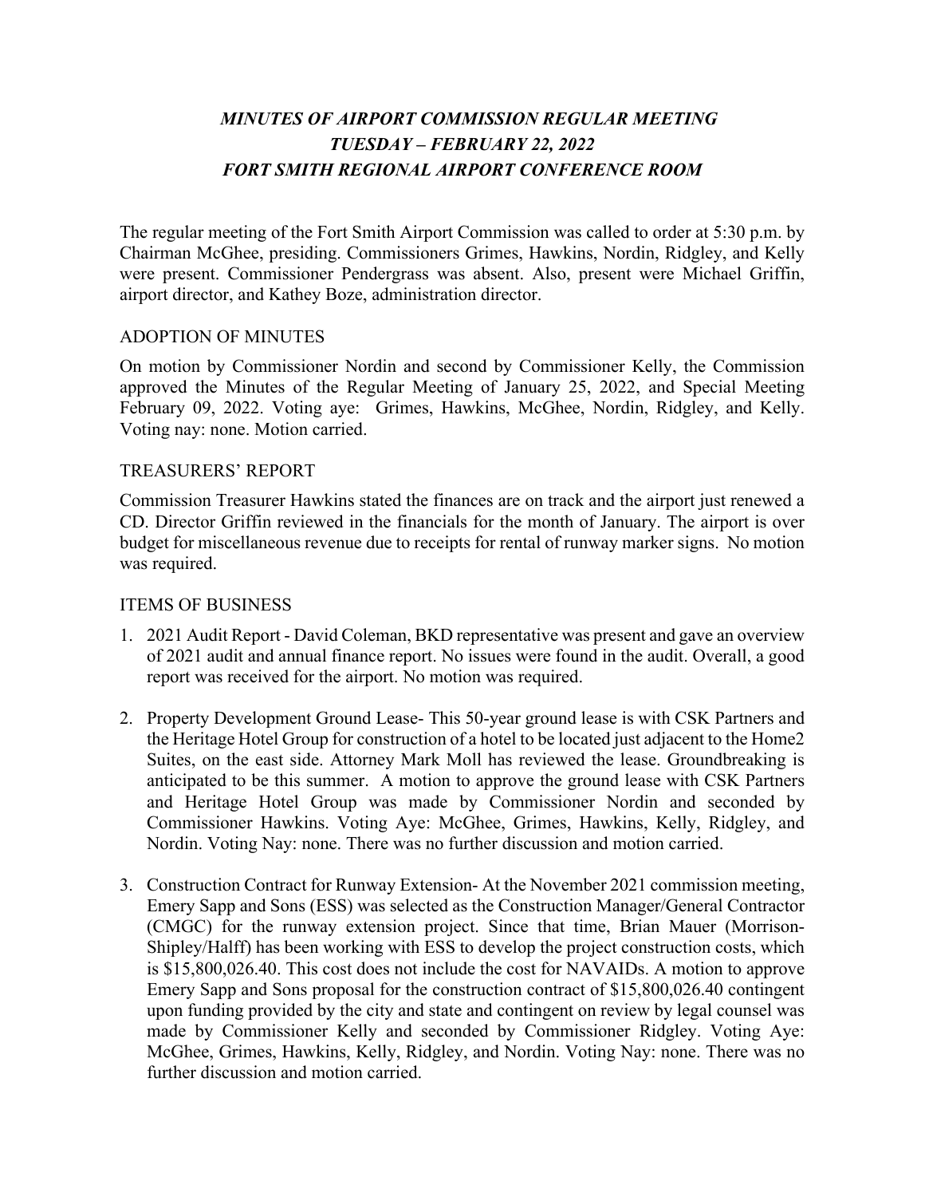# *MINUTES OF AIRPORT COMMISSION REGULAR MEETING*
# *TUESDAY – FEBRUARY 22, 2022*
# *FORT SMITH REGIONAL AIRPORT CONFERENCE ROOM*

The regular meeting of the Fort Smith Airport Commission was called to order at 5:30 p.m. by Chairman McGhee, presiding. Commissioners Grimes, Hawkins, Nordin, Ridgley, and Kelly were present. Commissioner Pendergrass was absent. Also, present were Michael Griffin, airport director, and Kathey Boze, administration director.

## ADOPTION OF MINUTES

On motion by Commissioner Nordin and second by Commissioner Kelly, the Commission approved the Minutes of the Regular Meeting of January 25, 2022, and Special Meeting February 09, 2022. Voting aye: Grimes, Hawkins, McGhee, Nordin, Ridgley, and Kelly. Voting nay: none. Motion carried.

## TREASURERS' REPORT

Commission Treasurer Hawkins stated the finances are on track and the airport just renewed a CD. Director Griffin reviewed in the financials for the month of January. The airport is over budget for miscellaneous revenue due to receipts for rental of runway marker signs. No motion was required.

## ITEMS OF BUSINESS

1. 2021 Audit Report - David Coleman, BKD representative was present and gave an overview of 2021 audit and annual finance report. No issues were found in the audit. Overall, a good report was received for the airport. No motion was required.

2. Property Development Ground Lease- This 50-year ground lease is with CSK Partners and the Heritage Hotel Group for construction of a hotel to be located just adjacent to the Home2 Suites, on the east side. Attorney Mark Moll has reviewed the lease. Groundbreaking is anticipated to be this summer. A motion to approve the ground lease with CSK Partners and Heritage Hotel Group was made by Commissioner Nordin and seconded by Commissioner Hawkins. Voting Aye: McGhee, Grimes, Hawkins, Kelly, Ridgley, and Nordin. Voting Nay: none. There was no further discussion and motion carried.

3. Construction Contract for Runway Extension- At the November 2021 commission meeting, Emery Sapp and Sons (ESS) was selected as the Construction Manager/General Contractor (CMGC) for the runway extension project. Since that time, Brian Mauer (Morrison-Shipley/Halff) has been working with ESS to develop the project construction costs, which is $15,800,026.40. This cost does not include the cost for NAVAIDs. A motion to approve Emery Sapp and Sons proposal for the construction contract of $15,800,026.40 contingent upon funding provided by the city and state and contingent on review by legal counsel was made by Commissioner Kelly and seconded by Commissioner Ridgley. Voting Aye: McGhee, Grimes, Hawkins, Kelly, Ridgley, and Nordin. Voting Nay: none. There was no further discussion and motion carried.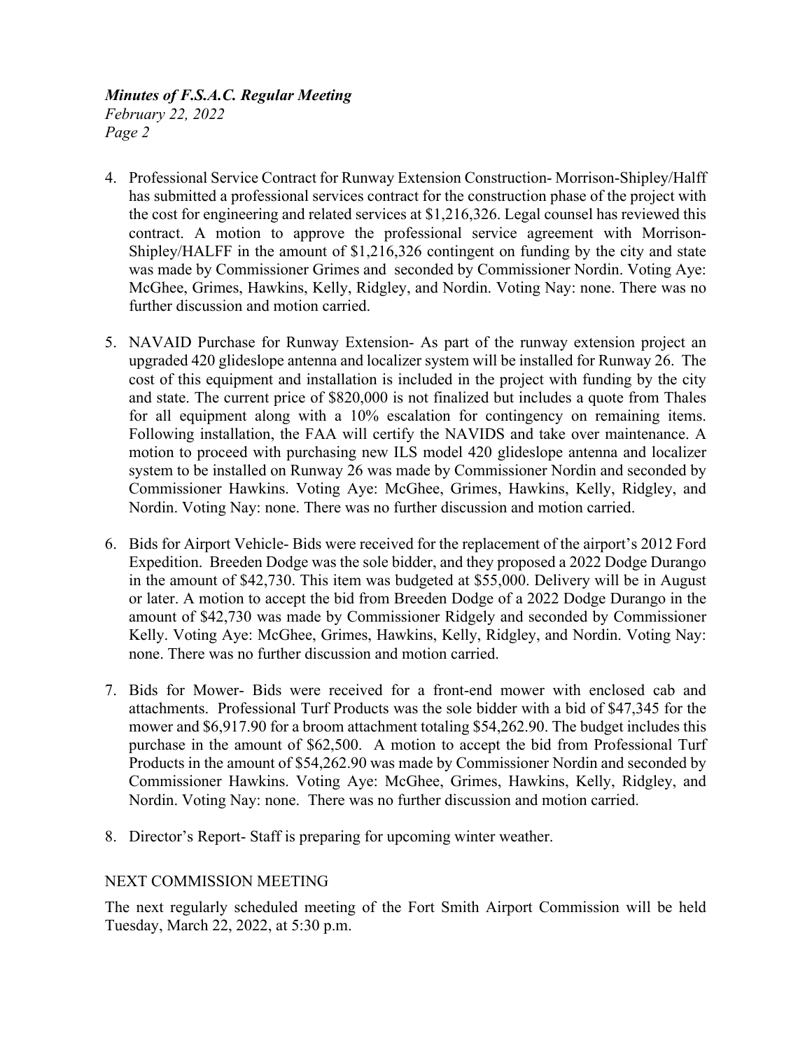4. Professional Service Contract for Runway Extension Construction- Morrison-Shipley/Halff has submitted a professional services contract for the construction phase of the project with the cost for engineering and related services at $1,216,326. Legal counsel has reviewed this contract. A motion to approve the professional service agreement with Morrison-Shipley/HALFF in the amount of $1,216,326 contingent on funding by the city and state was made by Commissioner Grimes and seconded by Commissioner Nordin. Voting Aye: McGhee, Grimes, Hawkins, Kelly, Ridgley, and Nordin. Voting Nay: none. There was no further discussion and motion carried.

5. NAVAID Purchase for Runway Extension- As part of the runway extension project an upgraded 420 glideslope antenna and localizer system will be installed for Runway 26. The cost of this equipment and installation is included in the project with funding by the city and state. The current price of $820,000 is not finalized but includes a quote from Thales for all equipment along with a 10% escalation for contingency on remaining items. Following installation, the FAA will certify the NAVIDS and take over maintenance. A motion to proceed with purchasing new ILS model 420 glideslope antenna and localizer system to be installed on Runway 26 was made by Commissioner Nordin and seconded by Commissioner Hawkins. Voting Aye: McGhee, Grimes, Hawkins, Kelly, Ridgley, and Nordin. Voting Nay: none. There was no further discussion and motion carried.

6. Bids for Airport Vehicle- Bids were received for the replacement of the airport's 2012 Ford Expedition. Breeden Dodge was the sole bidder, and they proposed a 2022 Dodge Durango in the amount of $42,730. This item was budgeted at $55,000. Delivery will be in August or later. A motion to accept the bid from Breeden Dodge of a 2022 Dodge Durango in the amount of $42,730 was made by Commissioner Ridgely and seconded by Commissioner Kelly. Voting Aye: McGhee, Grimes, Hawkins, Kelly, Ridgley, and Nordin. Voting Nay: none. There was no further discussion and motion carried.

7. Bids for Mower- Bids were received for a front-end mower with enclosed cab and attachments. Professional Turf Products was the sole bidder with a bid of $47,345 for the mower and $6,917.90 for a broom attachment totaling $54,262.90. The budget includes this purchase in the amount of $62,500. A motion to accept the bid from Professional Turf Products in the amount of $54,262.90 was made by Commissioner Nordin and seconded by Commissioner Hawkins. Voting Aye: McGhee, Grimes, Hawkins, Kelly, Ridgley, and Nordin. Voting Nay: none. There was no further discussion and motion carried.

8. Director's Report- Staff is preparing for upcoming winter weather.

NEXT COMMISSION MEETING

The next regularly scheduled meeting of the Fort Smith Airport Commission will be held Tuesday, March 22, 2022, at 5:30 p.m.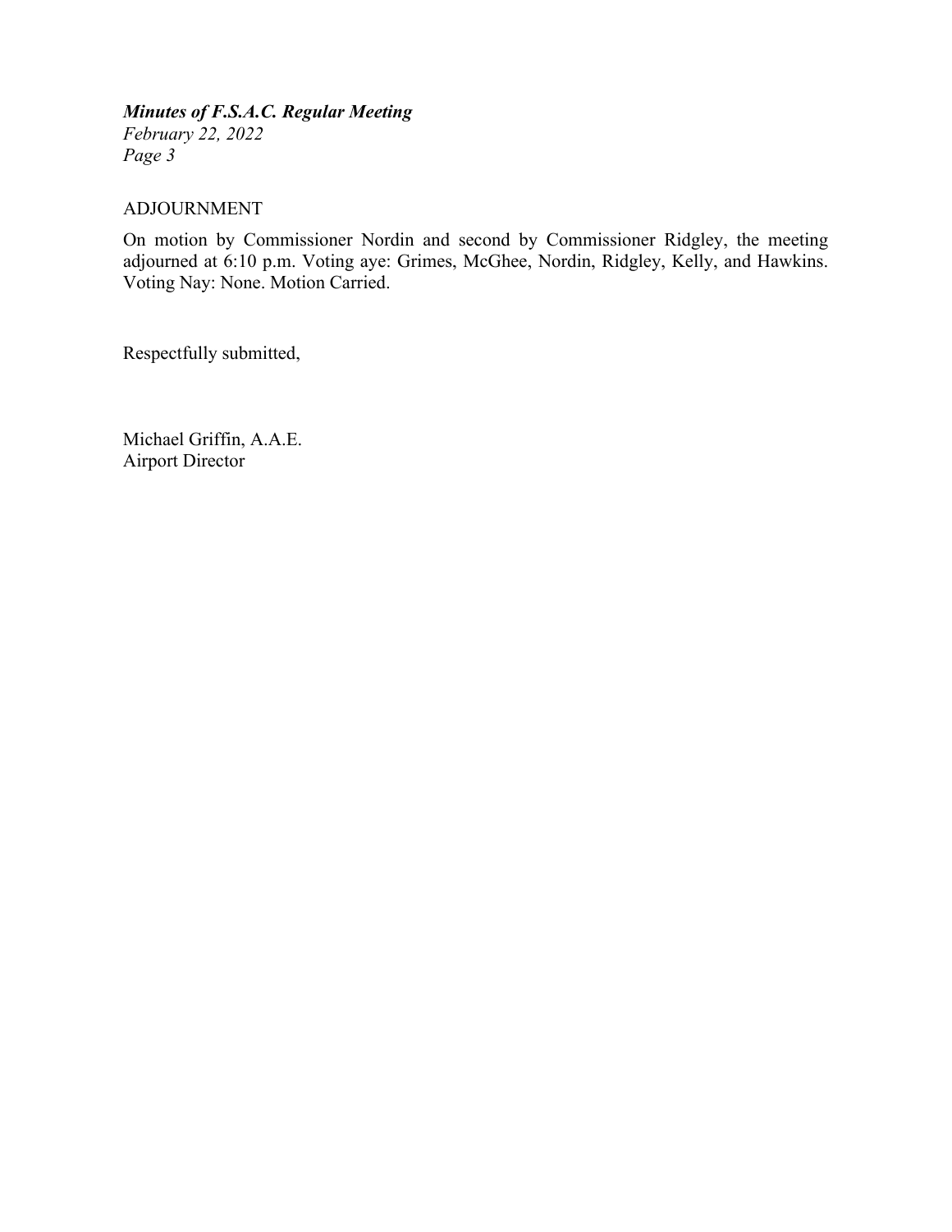ADJOURNMENT

On motion by Commissioner Nordin and second by Commissioner Ridgley, the meeting adjourned at 6:10 p.m. Voting aye: Grimes, McGhee, Nordin, Ridgley, Kelly, and Hawkins. Voting Nay: None. Motion Carried.

Respectfully submitted,

Michael Griffin, A.A.E.  
Airport Director